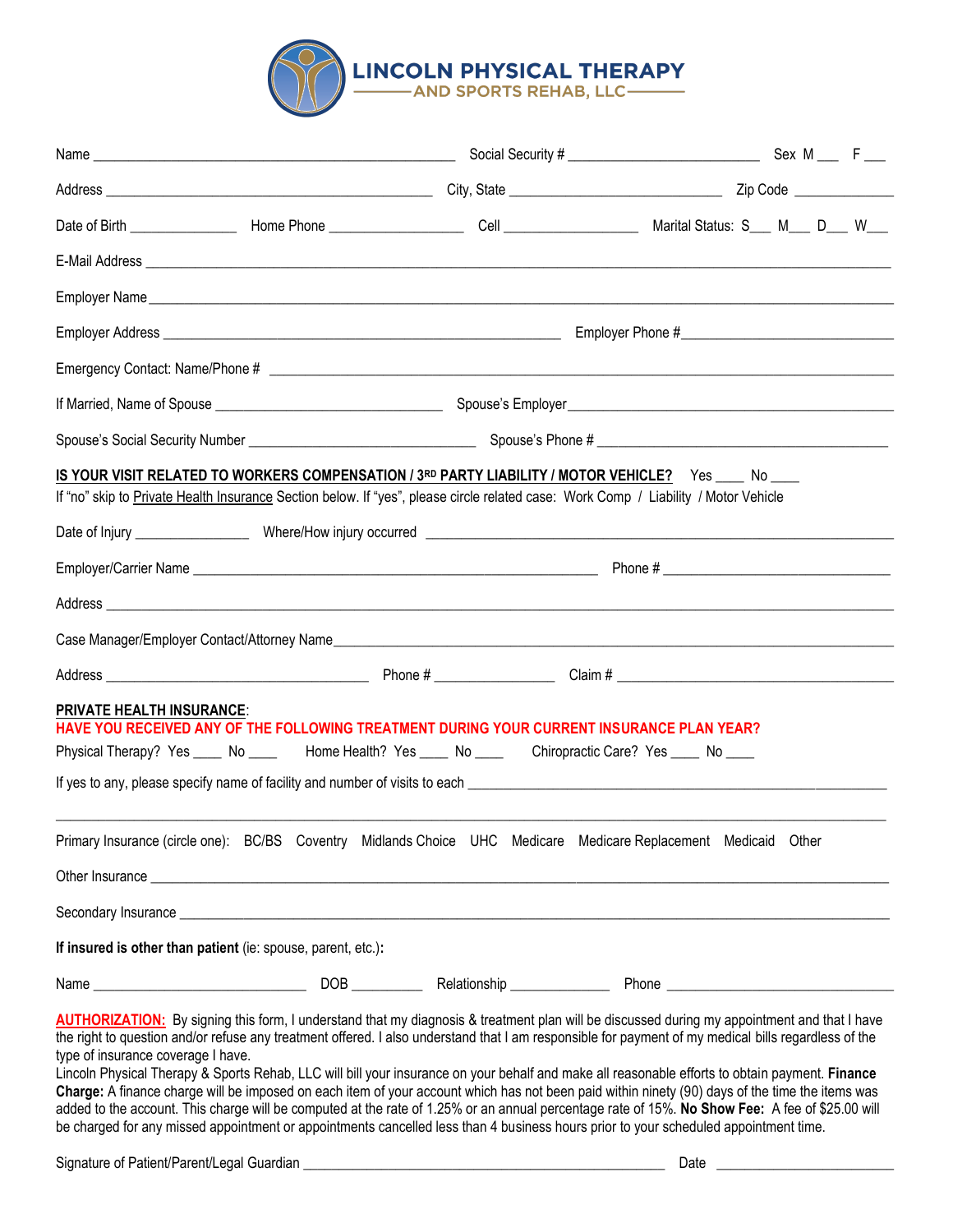# LINCOLN PHYSICAL THERAPY AND SPORTS REHAB, LLC

Name ______________________________ Social Security # __________________ Sex M ___ F ___

Address ______________________________ City, State ____________________ Zip Code __________

Date of Birth ___________ Home Phone _____________ Cell ______________ Marital Status: S___ M___ D___ W___

E-Mail Address ______________________________________________________________________

Employer Name ______________________________________________________________________

Employer Address ____________________________________ Employer Phone #_____________________

Emergency Contact: Name/Phone # ______________________________________________________

If Married, Name of Spouse _______________________ Spouse's Employer__________________________

Spouse's Social Security Number _______________________ Spouse's Phone # ___________________________

**IS YOUR VISIT RELATED TO WORKERS COMPENSATION / 3RD PARTY LIABILITY / MOTOR VEHICLE?** Yes ____ No ____

If "no" skip to Private Health Insurance Section below. If "yes", please circle related case: Work Comp / Liability / Motor Vehicle

Date of Injury ____________ Where/How injury occurred _____________________________________________

Employer/Carrier Name ______________________________________ Phone # _______________________

Address ____________________________________________________________________________

Case Manager/Employer Contact/Attorney Name______________________________________________________

Address ___________________________ Phone # _____________ Claim # ___________________________

**PRIVATE HEALTH INSURANCE**:

**HAVE YOU RECEIVED ANY OF THE FOLLOWING TREATMENT DURING YOUR CURRENT INSURANCE PLAN YEAR?**

Physical Therapy? Yes ____ No ____ Home Health? Yes ____ No ____ Chiropractic Care? Yes ____ No ____

If yes to any, please specify name of facility and number of visits to each ________________________________________

____________________________________________________________________________________

Primary Insurance (circle one): BC/BS Coventry Midlands Choice UHC Medicare Medicare Replacement Medicaid Other

Other Insurance ______________________________________________________________________

Secondary Insurance ___________________________________________________________________

**If insured is other than patient** (ie: spouse, parent, etc.)**:**

Name _______________________ DOB ________ Relationship ___________ Phone _______________________

**AUTHORIZATION:** By signing this form, I understand that my diagnosis & treatment plan will be discussed during my appointment and that I have the right to question and/or refuse any treatment offered. I also understand that I am responsible for payment of my medical bills regardless of the type of insurance coverage I have.

Lincoln Physical Therapy & Sports Rehab, LLC will bill your insurance on your behalf and make all reasonable efforts to obtain payment. **Finance Charge:** A finance charge will be imposed on each item of your account which has not been paid within ninety (90) days of the time the items was added to the account. This charge will be computed at the rate of 1.25% or an annual percentage rate of 15%. **No Show Fee:** A fee of $25.00 will be charged for any missed appointment or appointments cancelled less than 4 business hours prior to your scheduled appointment time.

Signature of Patient/Parent/Legal Guardian ____________________________________ Date ________________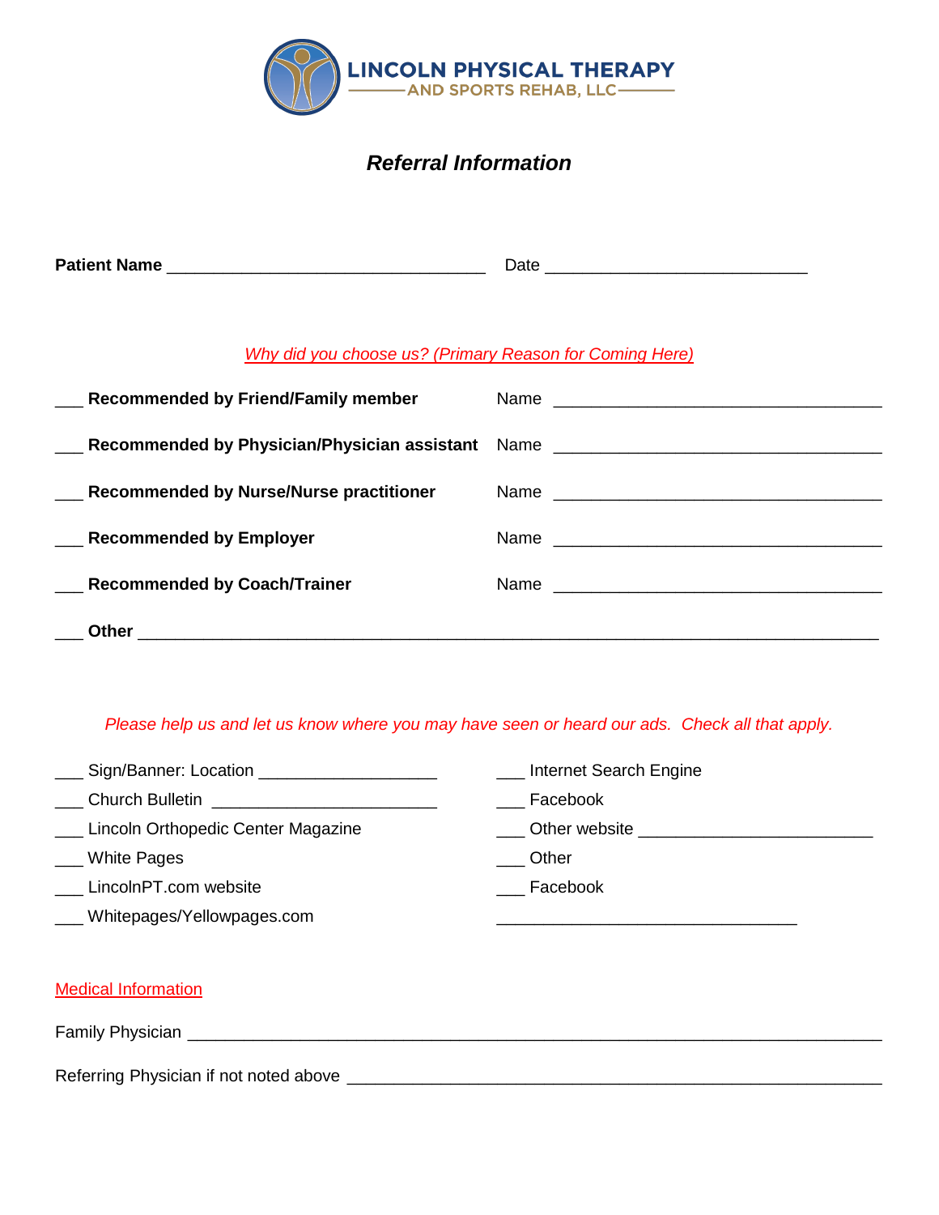**LINCOLN PHYSICAL THERAPY**
AND SPORTS REHAB, LLC

## *Referral Information*

**Patient Name** ___________________________________ Date _____________________________

*Why did you choose us? (Primary Reason for Coming Here)*

___ **Recommended by Friend/Family member** Name ____________________________________

___ **Recommended by Physician/Physician assistant** Name ____________________________________

___ **Recommended by Nurse/Nurse practitioner** Name ____________________________________

___ **Recommended by Employer** Name ____________________________________

___ **Recommended by Coach/Trainer** Name ____________________________________

___ **Other** ___________________________________________________________________________

*Please help us and let us know where you may have seen or heard our ads. Check all that apply.*

___ Sign/Banner: Location ____________________

___ Church Bulletin _________________________

___ Lincoln Orthopedic Center Magazine

___ White Pages

___ LincolnPT.com website

___ Whitepages/Yellowpages.com

___ Internet Search Engine

___ Facebook

___ Other website _________________________

___ Other

___ Facebook

_________________________________

Medical Information

Family Physician _____________________________________________________________________

Referring Physician if not noted above ____________________________________________________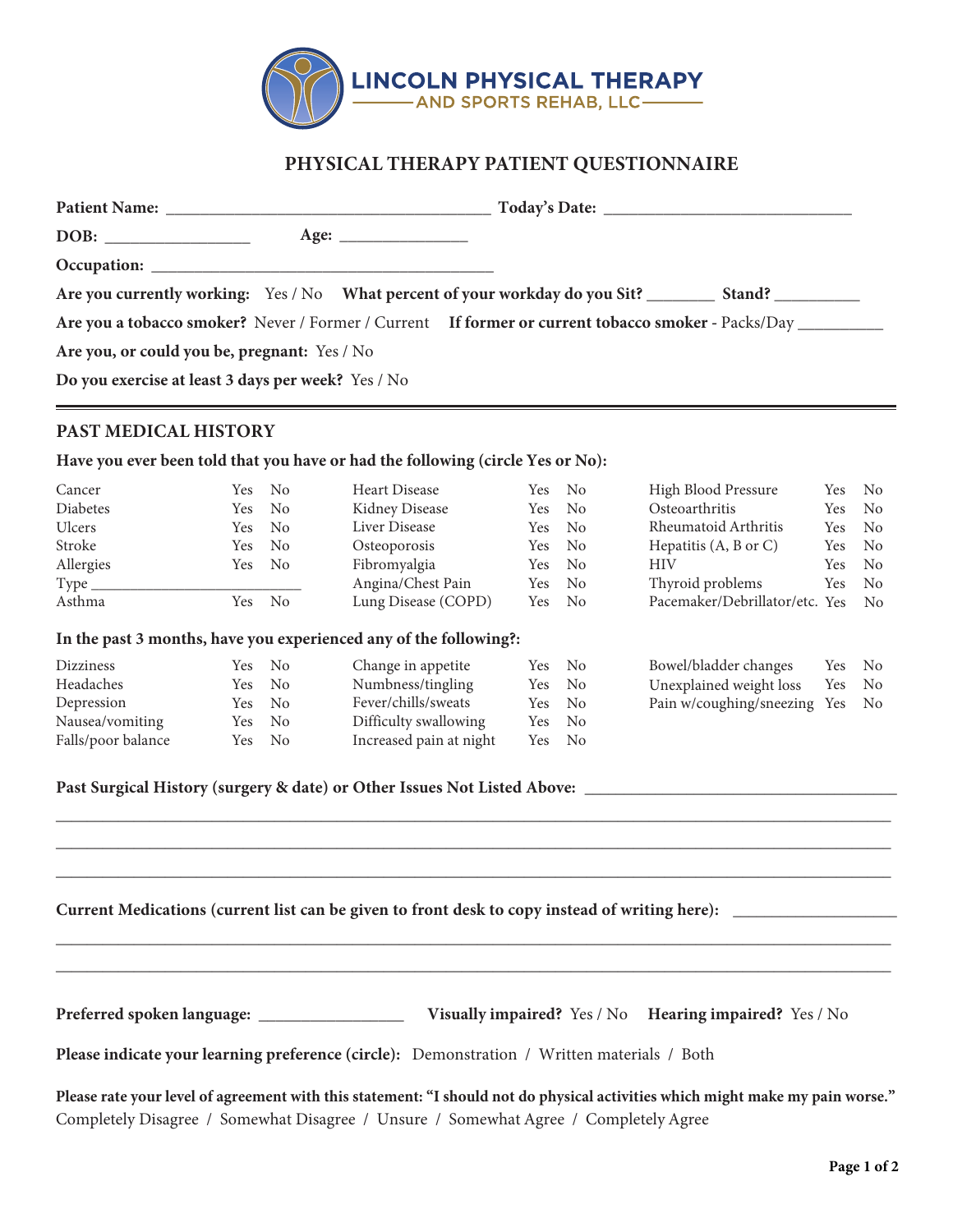LINCOLN PHYSICAL THERAPY AND SPORTS REHAB, LLC

# PHYSICAL THERAPY PATIENT QUESTIONNAIRE

**Patient Name:** ______________________________________ **Today's Date:** ____________________________

**DOB:** ________________ **Age:** _______________

**Occupation:** ________________________________________

**Are you currently working:** Yes / No **What percent of your workday do you Sit?** ________ **Stand?** __________

**Are you a tobacco smoker?** Never / Former / Current **If former or current tobacco smoker** - Packs/Day __________

**Are you, or could you be, pregnant:** Yes / No

**Do you exercise at least 3 days per week?** Yes / No

---

## PAST MEDICAL HISTORY

**Have you ever been told that you have or had the following (circle Yes or No):**

| Condition | | | Condition | | | Condition | | |
|---|---|---|---|---|---|---|---|---|
| Cancer | Yes | No | Heart Disease | Yes | No | High Blood Pressure | Yes | No |
| Diabetes | Yes | No | Kidney Disease | Yes | No | Osteoarthritis | Yes | No |
| Ulcers | Yes | No | Liver Disease | Yes | No | Rheumatoid Arthritis | Yes | No |
| Stroke | Yes | No | Osteoporosis | Yes | No | Hepatitis (A, B or C) | Yes | No |
| Allergies | Yes | No | Fibromyalgia | Yes | No | HIV | Yes | No |
| Type __________________________ | | | Angina/Chest Pain | Yes | No | Thyroid problems | Yes | No |
| Asthma | Yes | No | Lung Disease (COPD) | Yes | No | Pacemaker/Debrillator/etc. | Yes | No |

**In the past 3 months, have you experienced any of the following?:**

| Symptom | | | Symptom | | | Symptom | | |
|---|---|---|---|---|---|---|---|---|
| Dizziness | Yes | No | Change in appetite | Yes | No | Bowel/bladder changes | Yes | No |
| Headaches | Yes | No | Numbness/tingling | Yes | No | Unexplained weight loss | Yes | No |
| Depression | Yes | No | Fever/chills/sweats | Yes | No | Pain w/coughing/sneezing | Yes | No |
| Nausea/vomiting | Yes | No | Difficulty swallowing | Yes | No | | | |
| Falls/poor balance | Yes | No | Increased pain at night | Yes | No | | | |

**Past Surgical History (surgery & date) or Other Issues Not Listed Above:** ____________________________________

______________________________________________________________________________________________

______________________________________________________________________________________________

______________________________________________________________________________________________

**Current Medications (current list can be given to front desk to copy instead of writing here):** ___________________

______________________________________________________________________________________________

______________________________________________________________________________________________

**Preferred spoken language:** _________________ **Visually impaired?** Yes / No **Hearing impaired?** Yes / No

**Please indicate your learning preference (circle):** Demonstration / Written materials / Both

**Please rate your level of agreement with this statement: "I should not do physical activities which might make my pain worse."**
Completely Disagree / Somewhat Disagree / Unsure / Somewhat Agree / Completely Agree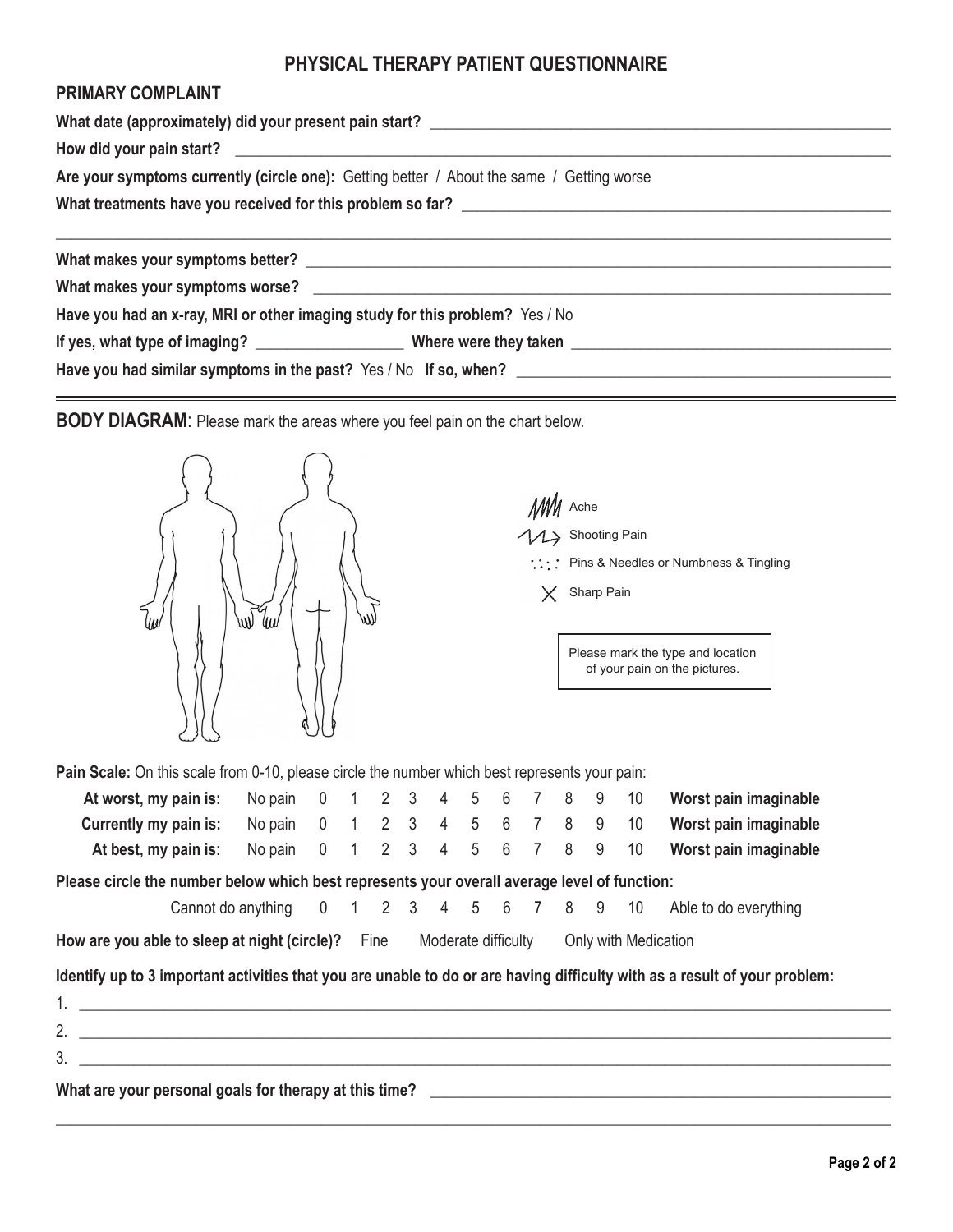# PHYSICAL THERAPY PATIENT QUESTIONNAIRE

## PRIMARY COMPLAINT

**What date (approximately) did your present pain start?** ______________________________

**How did your pain start?** ______________________________

**Are your symptoms currently (circle one):** Getting better / About the same / Getting worse

**What treatments have you received for this problem so far?** ______________________________

______________________________

**What makes your symptoms better?** ______________________________

**What makes your symptoms worse?** ______________________________

**Have you had an x-ray, MRI or other imaging study for this problem?** Yes / No

**If yes, what type of imaging?** __________________ **Where were they taken** ______________________________

**Have you had similar symptoms in the past?** Yes / No **If so, when?** ______________________________

---

**BODY DIAGRAM**: Please mark the areas where you feel pain on the chart below.

- Ache
- Shooting Pain
- Pins & Needles or Numbness & Tingling
- Sharp Pain

Please mark the type and location of your pain on the pictures.

**Pain Scale:** On this scale from 0-10, please circle the number which best represents your pain:

| | | | | | | | | | | | | | |
|---|---|---|---|---|---|---|---|---|---|---|---|---|---|
| **At worst, my pain is:** | No pain | 0 | 1 | 2 | 3 | 4 | 5 | 6 | 7 | 8 | 9 | 10 | **Worst pain imaginable** |
| **Currently my pain is:** | No pain | 0 | 1 | 2 | 3 | 4 | 5 | 6 | 7 | 8 | 9 | 10 | **Worst pain imaginable** |
| **At best, my pain is:** | No pain | 0 | 1 | 2 | 3 | 4 | 5 | 6 | 7 | 8 | 9 | 10 | **Worst pain imaginable** |

**Please circle the number below which best represents your overall average level of function:**

Cannot do anything 0 1 2 3 4 5 6 7 8 9 10 Able to do everything

**How are you able to sleep at night (circle)?** Fine Moderate difficulty Only with Medication

**Identify up to 3 important activities that you are unable to do or are having difficulty with as a result of your problem:**

1. ______________________________
2. ______________________________
3. ______________________________

**What are your personal goals for therapy at this time?** ______________________________

______________________________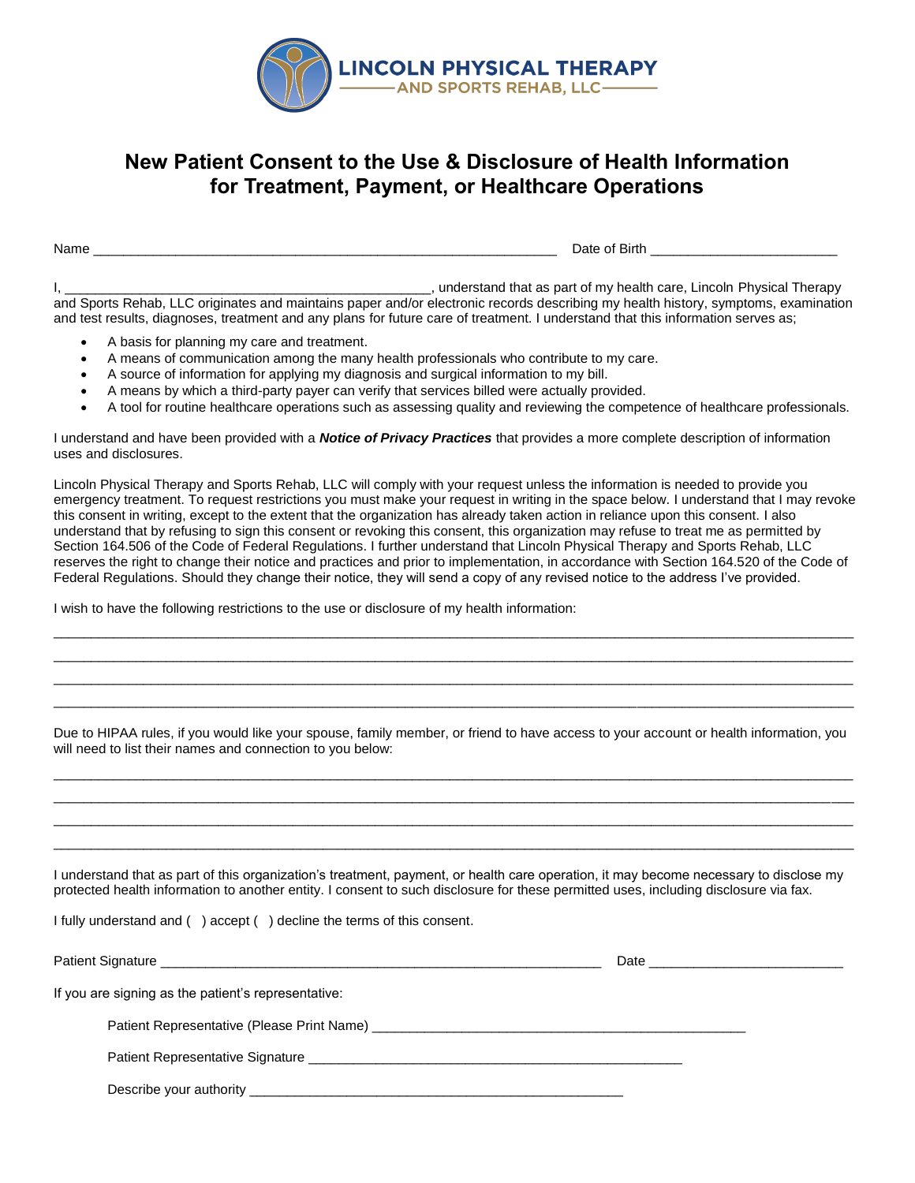LINCOLN PHYSICAL THERAPY
AND SPORTS REHAB, LLC

# New Patient Consent to the Use & Disclosure of Health Information for Treatment, Payment, or Healthcare Operations

Name ______________________________________________________________ Date of Birth _________________________

I, _________________________________________________, understand that as part of my health care, Lincoln Physical Therapy and Sports Rehab, LLC originates and maintains paper and/or electronic records describing my health history, symptoms, examination and test results, diagnoses, treatment and any plans for future care of treatment. I understand that this information serves as;

- A basis for planning my care and treatment.
- A means of communication among the many health professionals who contribute to my care.
- A source of information for applying my diagnosis and surgical information to my bill.
- A means by which a third-party payer can verify that services billed were actually provided.
- A tool for routine healthcare operations such as assessing quality and reviewing the competence of healthcare professionals.

I understand and have been provided with a ***Notice of Privacy Practices*** that provides a more complete description of information uses and disclosures.

Lincoln Physical Therapy and Sports Rehab, LLC will comply with your request unless the information is needed to provide you emergency treatment. To request restrictions you must make your request in writing in the space below. I understand that I may revoke this consent in writing, except to the extent that the organization has already taken action in reliance upon this consent. I also understand that by refusing to sign this consent or revoking this consent, this organization may refuse to treat me as permitted by Section 164.506 of the Code of Federal Regulations. I further understand that Lincoln Physical Therapy and Sports Rehab, LLC reserves the right to change their notice and practices and prior to implementation, in accordance with Section 164.520 of the Code of Federal Regulations. Should they change their notice, they will send a copy of any revised notice to the address I've provided.

I wish to have the following restrictions to the use or disclosure of my health information:

____________________________________________________________________________________________________

____________________________________________________________________________________________________

____________________________________________________________________________________________________

____________________________________________________________________________________________________

Due to HIPAA rules, if you would like your spouse, family member, or friend to have access to your account or health information, you will need to list their names and connection to you below:

____________________________________________________________________________________________________

____________________________________________________________________________________________________

____________________________________________________________________________________________________

____________________________________________________________________________________________________

I understand that as part of this organization's treatment, payment, or health care operation, it may become necessary to disclose my protected health information to another entity. I consent to such disclosure for these permitted uses, including disclosure via fax.

I fully understand and ( ) accept ( ) decline the terms of this consent.

Patient Signature ________________________________________________________ Date ________________________

If you are signing as the patient's representative:

Patient Representative (Please Print Name) ______________________________________________

Patient Representative Signature ______________________________________________

Describe your authority ______________________________________________